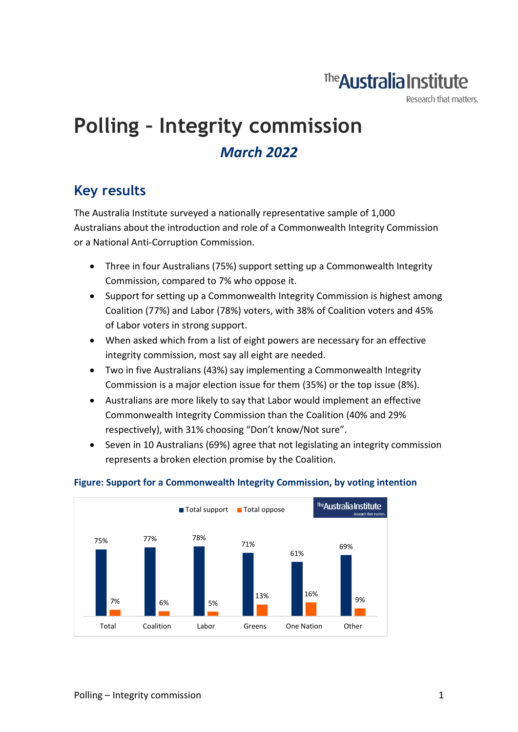# Polling - Integrity commission

## *March 2022*

## Key results

The Australia Institute surveyed a nationally representative sample of 1,000 Australians about the introduction and role of a Commonwealth Integrity Commission or a National Anti-Corruption Commission.

- Three in four Australians (75%) support setting up a Commonwealth Integrity Commission, compared to 7% who oppose it.
- Support for setting up a Commonwealth Integrity Commission is highest among Coalition (77%) and Labor (78%) voters, with 38% of Coalition voters and 45% of Labor voters in strong support.
- When asked which from a list of eight powers are necessary for an effective integrity commission, most say all eight are needed.
- Two in five Australians (43%) say implementing a Commonwealth Integrity Commission is a major election issue for them (35%) or the top issue (8%).
- Australians are more likely to say that Labor would implement an effective Commonwealth Integrity Commission than the Coalition (40% and 29% respectively), with 31% choosing "Don't know/Not sure".
- Seven in 10 Australians (69%) agree that not legislating an integrity commission represents a broken election promise by the Coalition.

**Figure: Support for a Commonwealth Integrity Commission, by voting intention**

Total support
Total oppose

Total: 75%, 7%
Coalition: 77%, 6%
Labor: 78%, 5%
Greens: 71%, 13%
One Nation: 61%, 16%
Other: 69%, 9%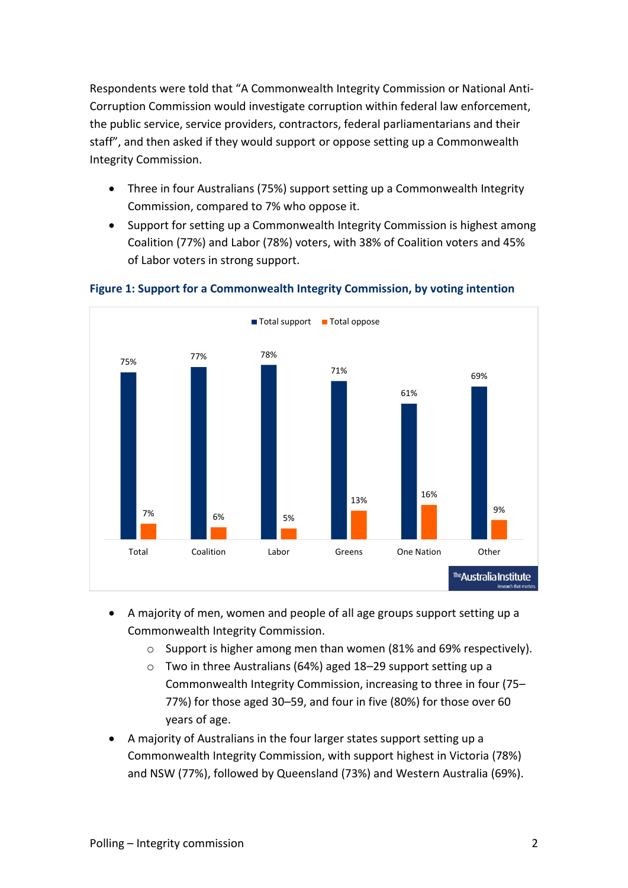Respondents were told that "A Commonwealth Integrity Commission or National Anti-Corruption Commission would investigate corruption within federal law enforcement, the public service, service providers, contractors, federal parliamentarians and their staff", and then asked if they would support or oppose setting up a Commonwealth Integrity Commission.

- Three in four Australians (75%) support setting up a Commonwealth Integrity Commission, compared to 7% who oppose it.
- Support for setting up a Commonwealth Integrity Commission is highest among Coalition (77%) and Labor (78%) voters, with 38% of Coalition voters and 45% of Labor voters in strong support.

**Figure 1: Support for a Commonwealth Integrity Commission, by voting intention**

Total support
Total oppose

Total: 75%, 7%
Coalition: 77%, 6%
Labor: 78%, 5%
Greens: 71%, 13%
One Nation: 61%, 16%
Other: 69%, 9%

The Australia Institute
Research that matters.

- A majority of men, women and people of all age groups support setting up a Commonwealth Integrity Commission.
  - Support is higher among men than women (81% and 69% respectively).
  - Two in three Australians (64%) aged 18–29 support setting up a Commonwealth Integrity Commission, increasing to three in four (75–77%) for those aged 30–59, and four in five (80%) for those over 60 years of age.
- A majority of Australians in the four larger states support setting up a Commonwealth Integrity Commission, with support highest in Victoria (78%) and NSW (77%), followed by Queensland (73%) and Western Australia (69%).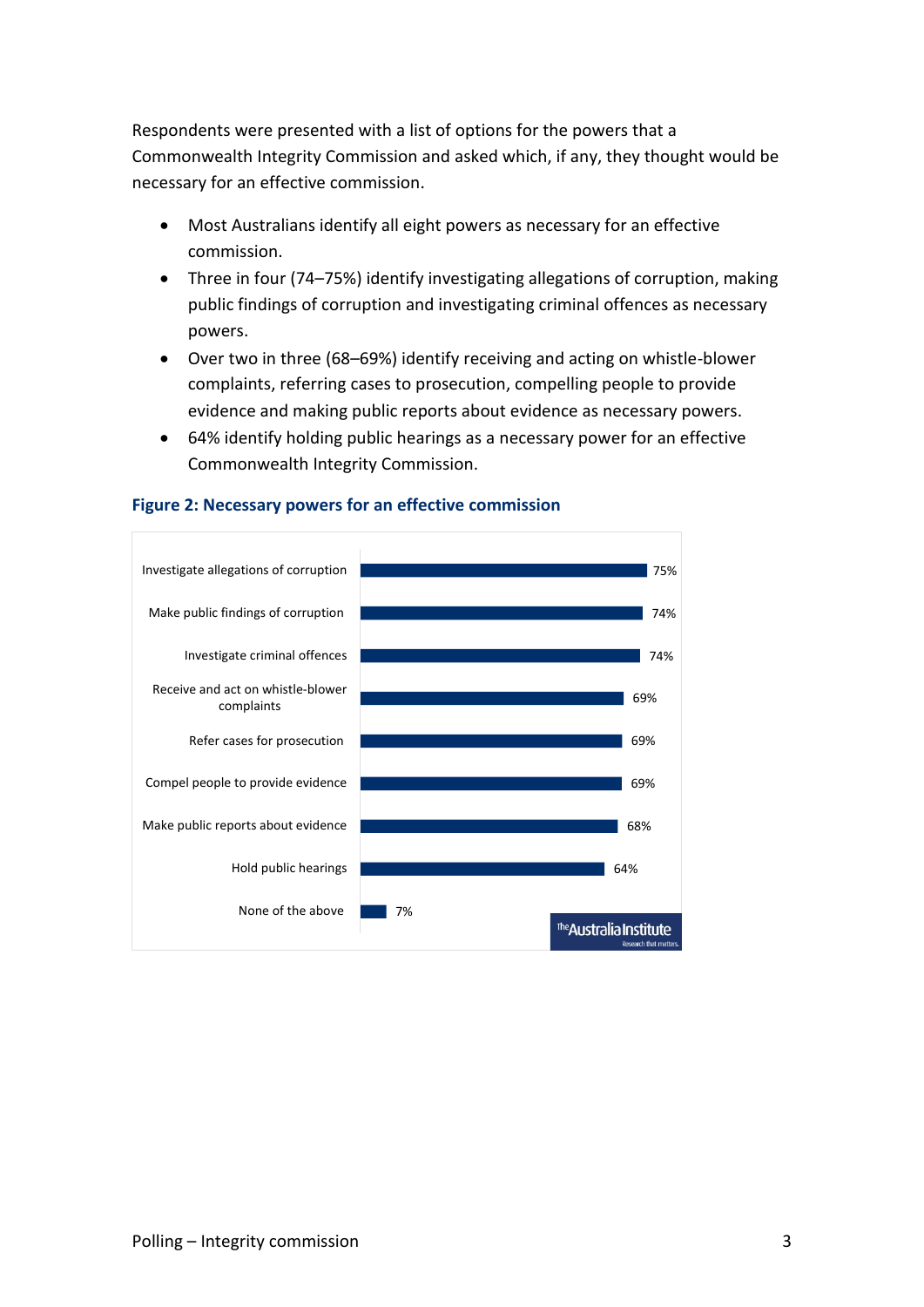Respondents were presented with a list of options for the powers that a Commonwealth Integrity Commission and asked which, if any, they thought would be necessary for an effective commission.

- Most Australians identify all eight powers as necessary for an effective commission.
- Three in four (74–75%) identify investigating allegations of corruption, making public findings of corruption and investigating criminal offences as necessary powers.
- Over two in three (68–69%) identify receiving and acting on whistle-blower complaints, referring cases to prosecution, compelling people to provide evidence and making public reports about evidence as necessary powers.
- 64% identify holding public hearings as a necessary power for an effective Commonwealth Integrity Commission.

**Figure 2: Necessary powers for an effective commission**

Investigate allegations of corruption 75%
Make public findings of corruption 74%
Investigate criminal offences 74%
Receive and act on whistle-blower complaints 69%
Refer cases for prosecution 69%
Compel people to provide evidence 69%
Make public reports about evidence 68%
Hold public hearings 64%
None of the above 7%

The Australia Institute
Research that matters.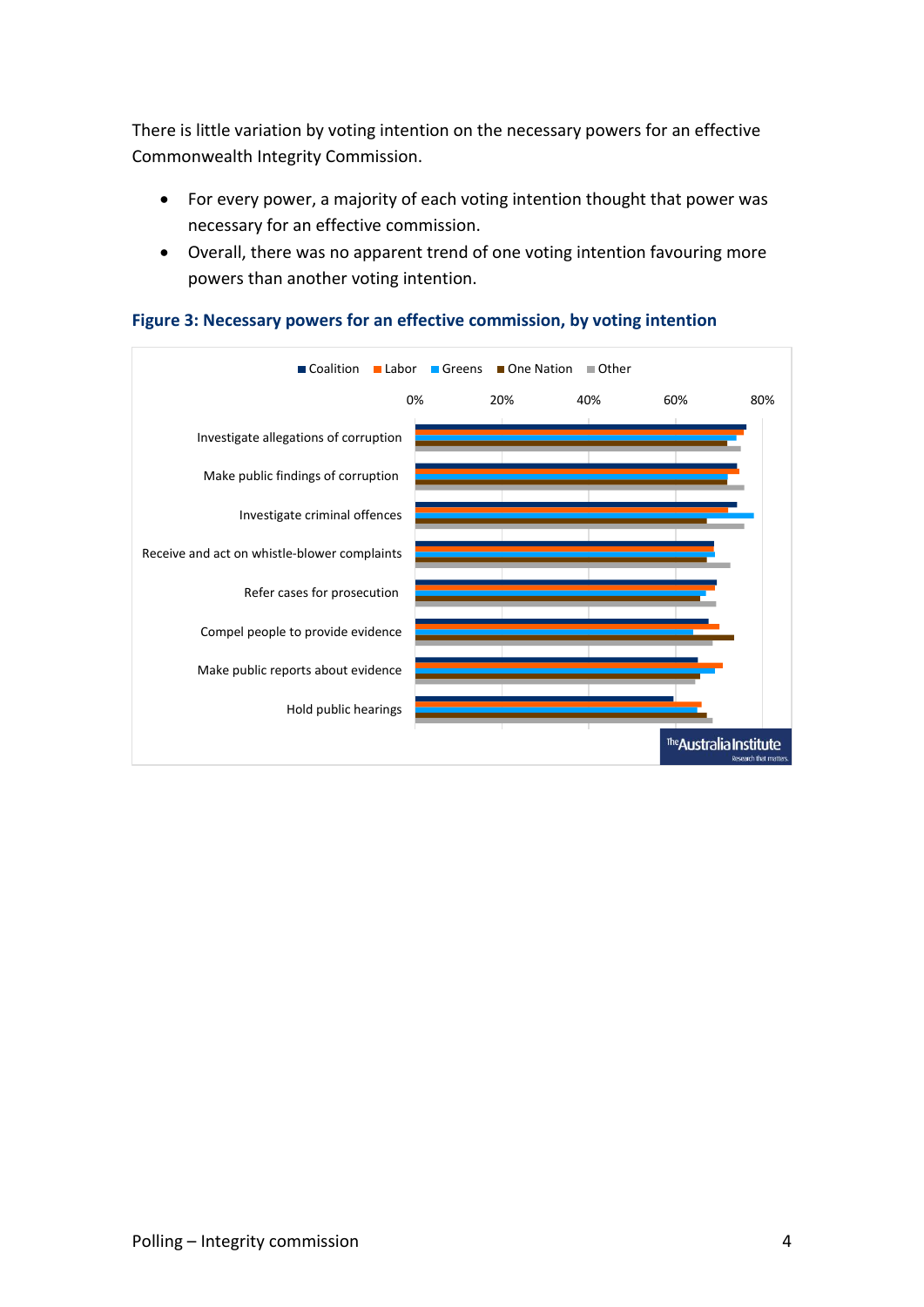There is little variation by voting intention on the necessary powers for an effective Commonwealth Integrity Commission.

- For every power, a majority of each voting intention thought that power was necessary for an effective commission.
- Overall, there was no apparent trend of one voting intention favouring more powers than another voting intention.

**Figure 3: Necessary powers for an effective commission, by voting intention**

Coalition
Labor
Greens
One Nation
Other

0%
20%
40%
60%
80%

Investigate allegations of corruption
Make public findings of corruption
Investigate criminal offences
Receive and act on whistle-blower complaints
Refer cases for prosecution
Compel people to provide evidence
Make public reports about evidence
Hold public hearings

The Australia Institute
Research that matters.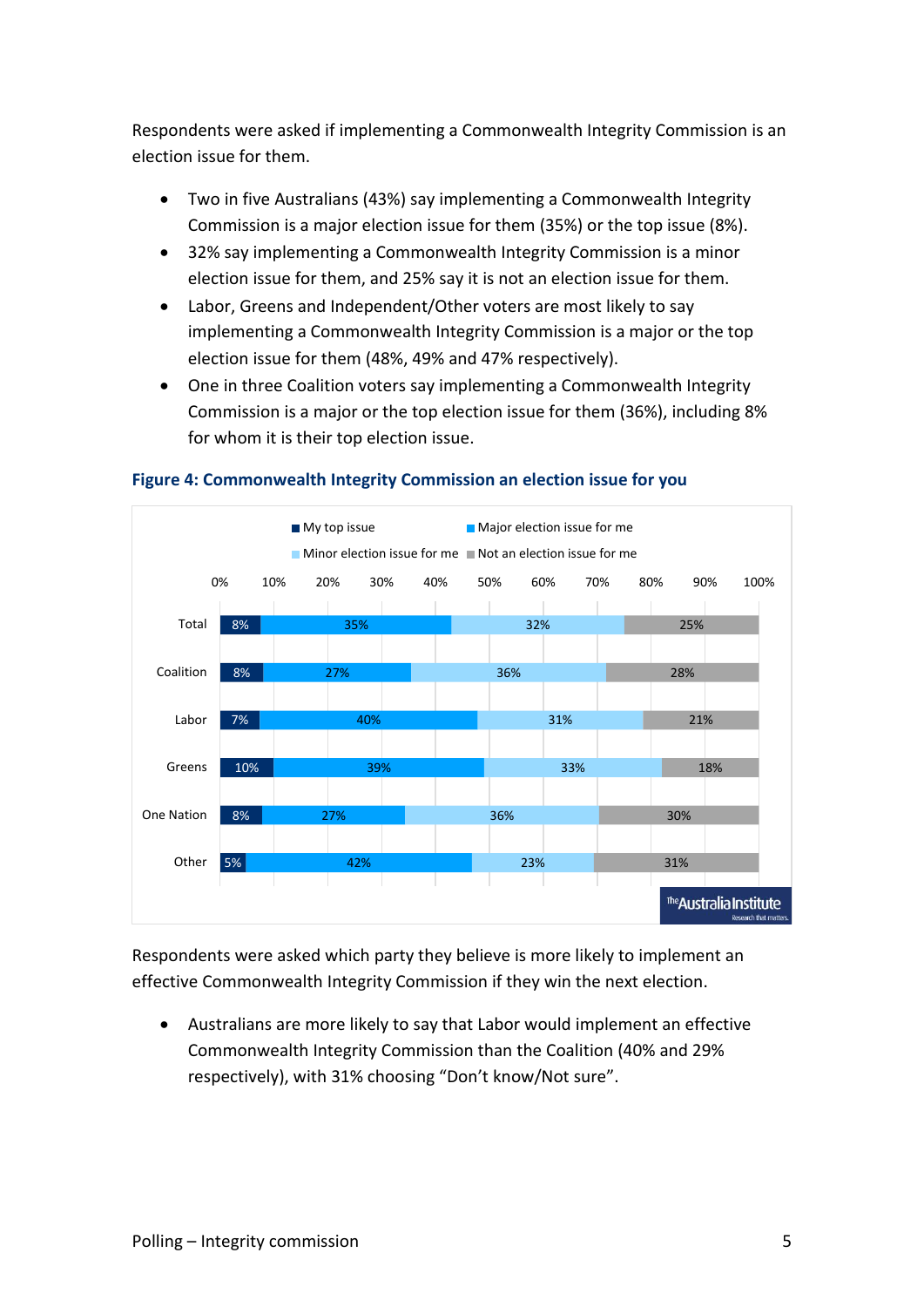Respondents were asked if implementing a Commonwealth Integrity Commission is an election issue for them.

- Two in five Australians (43%) say implementing a Commonwealth Integrity Commission is a major election issue for them (35%) or the top issue (8%).
- 32% say implementing a Commonwealth Integrity Commission is a minor election issue for them, and 25% say it is not an election issue for them.
- Labor, Greens and Independent/Other voters are most likely to say implementing a Commonwealth Integrity Commission is a major or the top election issue for them (48%, 49% and 47% respectively).
- One in three Coalition voters say implementing a Commonwealth Integrity Commission is a major or the top election issue for them (36%), including 8% for whom it is their top election issue.

**Figure 4: Commonwealth Integrity Commission an election issue for you**

My top issue
Major election issue for me
Minor election issue for me
Not an election issue for me

0% 10% 20% 30% 40% 50% 60% 70% 80% 90% 100%

Total 8% 35% 32% 25%
Coalition 8% 27% 36% 28%
Labor 7% 40% 31% 21%
Greens 10% 39% 33% 18%
One Nation 8% 27% 36% 30%
Other 5% 42% 23% 31%

The Australia Institute
Research that matters.

Respondents were asked which party they believe is more likely to implement an effective Commonwealth Integrity Commission if they win the next election.

- Australians are more likely to say that Labor would implement an effective Commonwealth Integrity Commission than the Coalition (40% and 29% respectively), with 31% choosing "Don't know/Not sure".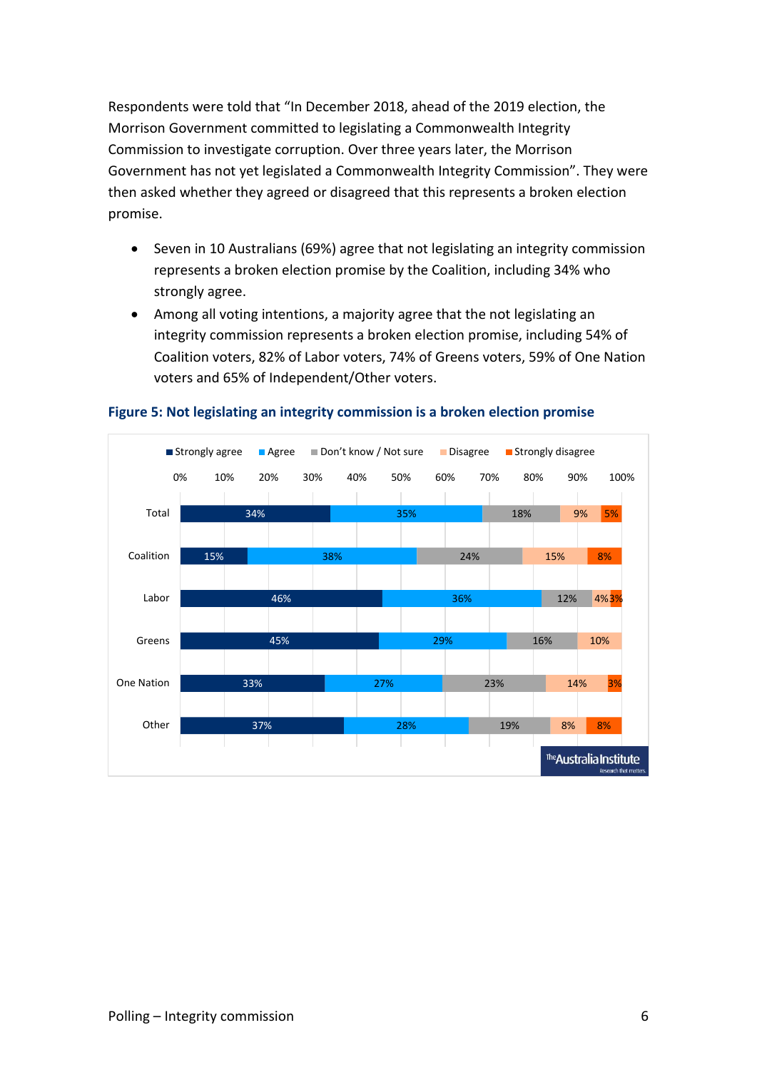Respondents were told that "In December 2018, ahead of the 2019 election, the Morrison Government committed to legislating a Commonwealth Integrity Commission to investigate corruption. Over three years later, the Morrison Government has not yet legislated a Commonwealth Integrity Commission". They were then asked whether they agreed or disagreed that this represents a broken election promise.

- Seven in 10 Australians (69%) agree that not legislating an integrity commission represents a broken election promise by the Coalition, including 34% who strongly agree.
- Among all voting intentions, a majority agree that the not legislating an integrity commission represents a broken election promise, including 54% of Coalition voters, 82% of Labor voters, 74% of Greens voters, 59% of One Nation voters and 65% of Independent/Other voters.

**Figure 5: Not legislating an integrity commission is a broken election promise**

Strongly agree, Agree, Don't know / Not sure, Disagree, Strongly disagree

0% 10% 20% 30% 40% 50% 60% 70% 80% 90% 100%

Total: 34% 35% 18% 9% 5%

Coalition: 15% 38% 24% 15% 8%

Labor: 46% 36% 12% 4% 3%

Greens: 45% 29% 16% 10%

One Nation: 33% 27% 23% 14% 3%

Other: 37% 28% 19% 8% 8%

The Australia Institute
Research that matters.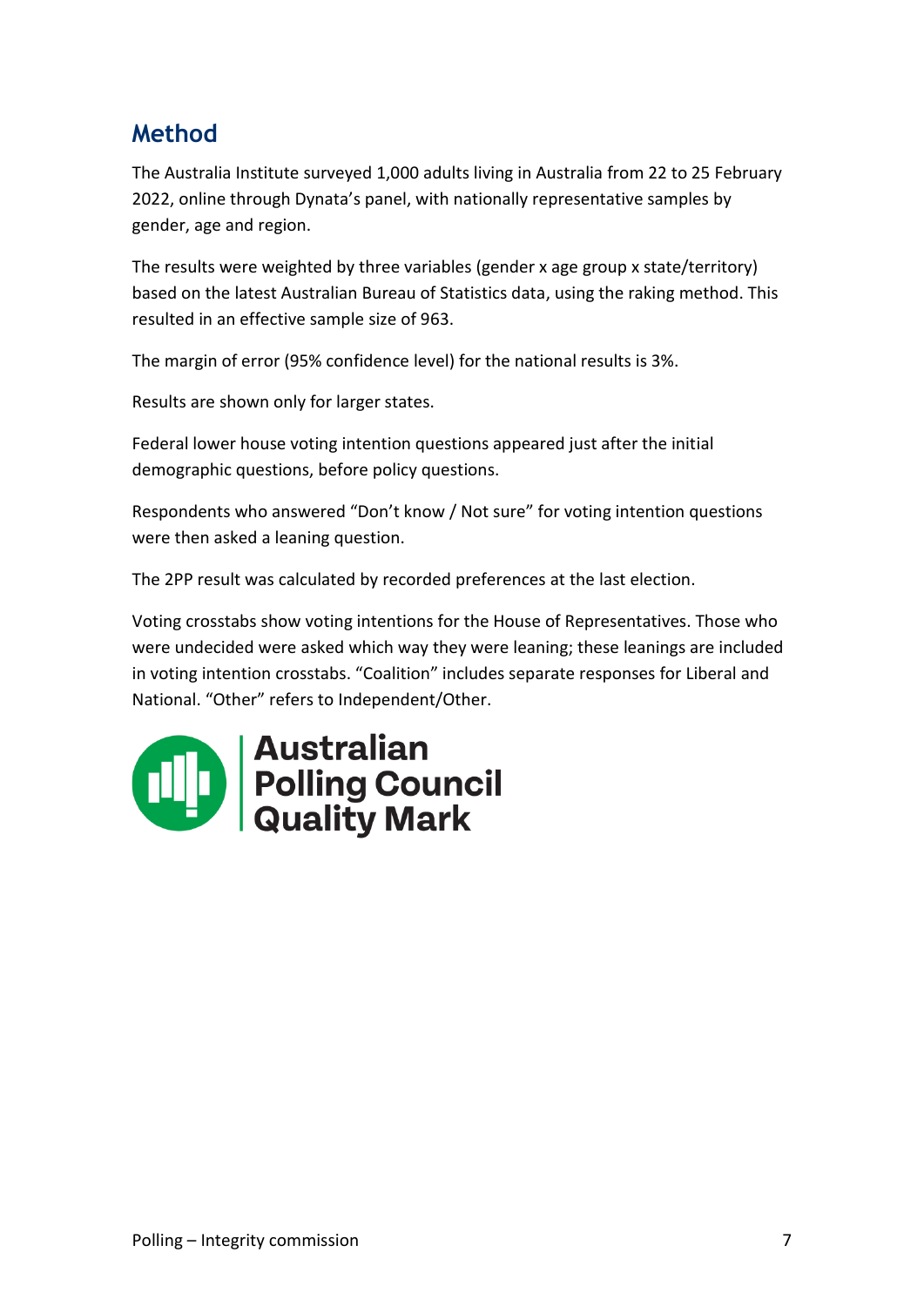## Method

The Australia Institute surveyed 1,000 adults living in Australia from 22 to 25 February 2022, online through Dynata's panel, with nationally representative samples by gender, age and region.

The results were weighted by three variables (gender x age group x state/territory) based on the latest Australian Bureau of Statistics data, using the raking method. This resulted in an effective sample size of 963.

The margin of error (95% confidence level) for the national results is 3%.

Results are shown only for larger states.

Federal lower house voting intention questions appeared just after the initial demographic questions, before policy questions.

Respondents who answered "Don't know / Not sure" for voting intention questions were then asked a leaning question.

The 2PP result was calculated by recorded preferences at the last election.

Voting crosstabs show voting intentions for the House of Representatives. Those who were undecided were asked which way they were leaning; these leanings are included in voting intention crosstabs. "Coalition" includes separate responses for Liberal and National. "Other" refers to Independent/Other.

Australian Polling Council Quality Mark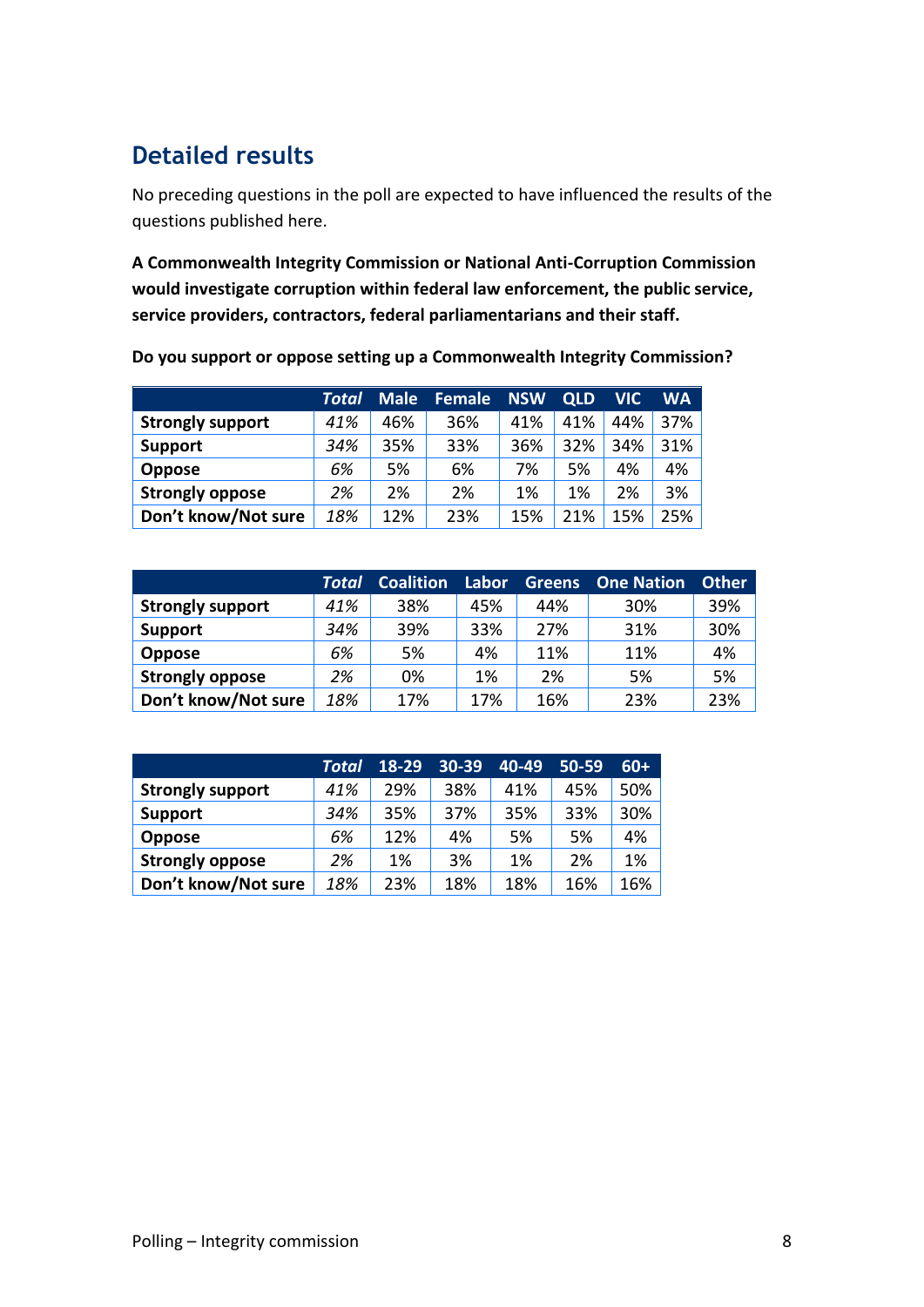## Detailed results

No preceding questions in the poll are expected to have influenced the results of the questions published here.

**A Commonwealth Integrity Commission or National Anti-Corruption Commission would investigate corruption within federal law enforcement, the public service, service providers, contractors, federal parliamentarians and their staff.**

**Do you support or oppose setting up a Commonwealth Integrity Commission?**

| | *Total* | Male | Female | NSW | QLD | VIC | WA |
|---|---|---|---|---|---|---|---|
| **Strongly support** | *41%* | 46% | 36% | 41% | 41% | 44% | 37% |
| **Support** | *34%* | 35% | 33% | 36% | 32% | 34% | 31% |
| **Oppose** | *6%* | 5% | 6% | 7% | 5% | 4% | 4% |
| **Strongly oppose** | *2%* | 2% | 2% | 1% | 1% | 2% | 3% |
| **Don't know/Not sure** | *18%* | 12% | 23% | 15% | 21% | 15% | 25% |

| | *Total* | Coalition | Labor | Greens | One Nation | Other |
|---|---|---|---|---|---|---|
| **Strongly support** | *41%* | 38% | 45% | 44% | 30% | 39% |
| **Support** | *34%* | 39% | 33% | 27% | 31% | 30% |
| **Oppose** | *6%* | 5% | 4% | 11% | 11% | 4% |
| **Strongly oppose** | *2%* | 0% | 1% | 2% | 5% | 5% |
| **Don't know/Not sure** | *18%* | 17% | 17% | 16% | 23% | 23% |

| | *Total* | 18-29 | 30-39 | 40-49 | 50-59 | 60+ |
|---|---|---|---|---|---|---|
| **Strongly support** | *41%* | 29% | 38% | 41% | 45% | 50% |
| **Support** | *34%* | 35% | 37% | 35% | 33% | 30% |
| **Oppose** | *6%* | 12% | 4% | 5% | 5% | 4% |
| **Strongly oppose** | *2%* | 1% | 3% | 1% | 2% | 1% |
| **Don't know/Not sure** | *18%* | 23% | 18% | 18% | 16% | 16% |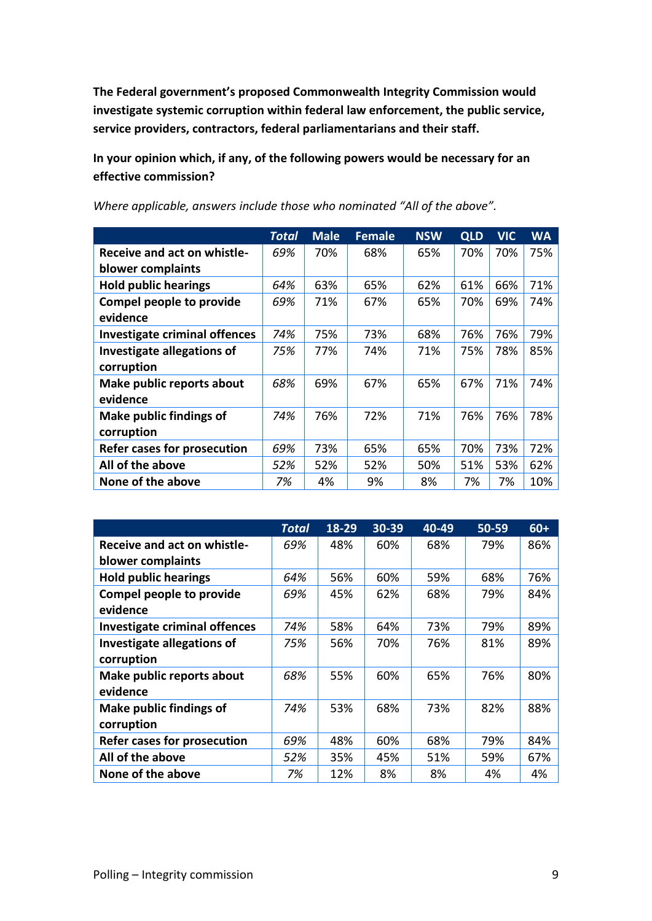**The Federal government's proposed Commonwealth Integrity Commission would investigate systemic corruption within federal law enforcement, the public service, service providers, contractors, federal parliamentarians and their staff.**

**In your opinion which, if any, of the following powers would be necessary for an effective commission?**

*Where applicable, answers include those who nominated "All of the above".*

| | *Total* | Male | Female | NSW | QLD | VIC | WA |
|---|---|---|---|---|---|---|---|
| **Receive and act on whistle-blower complaints** | *69%* | 70% | 68% | 65% | 70% | 70% | 75% |
| **Hold public hearings** | *64%* | 63% | 65% | 62% | 61% | 66% | 71% |
| **Compel people to provide evidence** | *69%* | 71% | 67% | 65% | 70% | 69% | 74% |
| **Investigate criminal offences** | *74%* | 75% | 73% | 68% | 76% | 76% | 79% |
| **Investigate allegations of corruption** | *75%* | 77% | 74% | 71% | 75% | 78% | 85% |
| **Make public reports about evidence** | *68%* | 69% | 67% | 65% | 67% | 71% | 74% |
| **Make public findings of corruption** | *74%* | 76% | 72% | 71% | 76% | 76% | 78% |
| **Refer cases for prosecution** | *69%* | 73% | 65% | 65% | 70% | 73% | 72% |
| **All of the above** | *52%* | 52% | 52% | 50% | 51% | 53% | 62% |
| **None of the above** | *7%* | 4% | 9% | 8% | 7% | 7% | 10% |

| | *Total* | 18-29 | 30-39 | 40-49 | 50-59 | 60+ |
|---|---|---|---|---|---|---|
| **Receive and act on whistle-blower complaints** | *69%* | 48% | 60% | 68% | 79% | 86% |
| **Hold public hearings** | *64%* | 56% | 60% | 59% | 68% | 76% |
| **Compel people to provide evidence** | *69%* | 45% | 62% | 68% | 79% | 84% |
| **Investigate criminal offences** | *74%* | 58% | 64% | 73% | 79% | 89% |
| **Investigate allegations of corruption** | *75%* | 56% | 70% | 76% | 81% | 89% |
| **Make public reports about evidence** | *68%* | 55% | 60% | 65% | 76% | 80% |
| **Make public findings of corruption** | *74%* | 53% | 68% | 73% | 82% | 88% |
| **Refer cases for prosecution** | *69%* | 48% | 60% | 68% | 79% | 84% |
| **All of the above** | *52%* | 35% | 45% | 51% | 59% | 67% |
| **None of the above** | *7%* | 12% | 8% | 8% | 4% | 4% |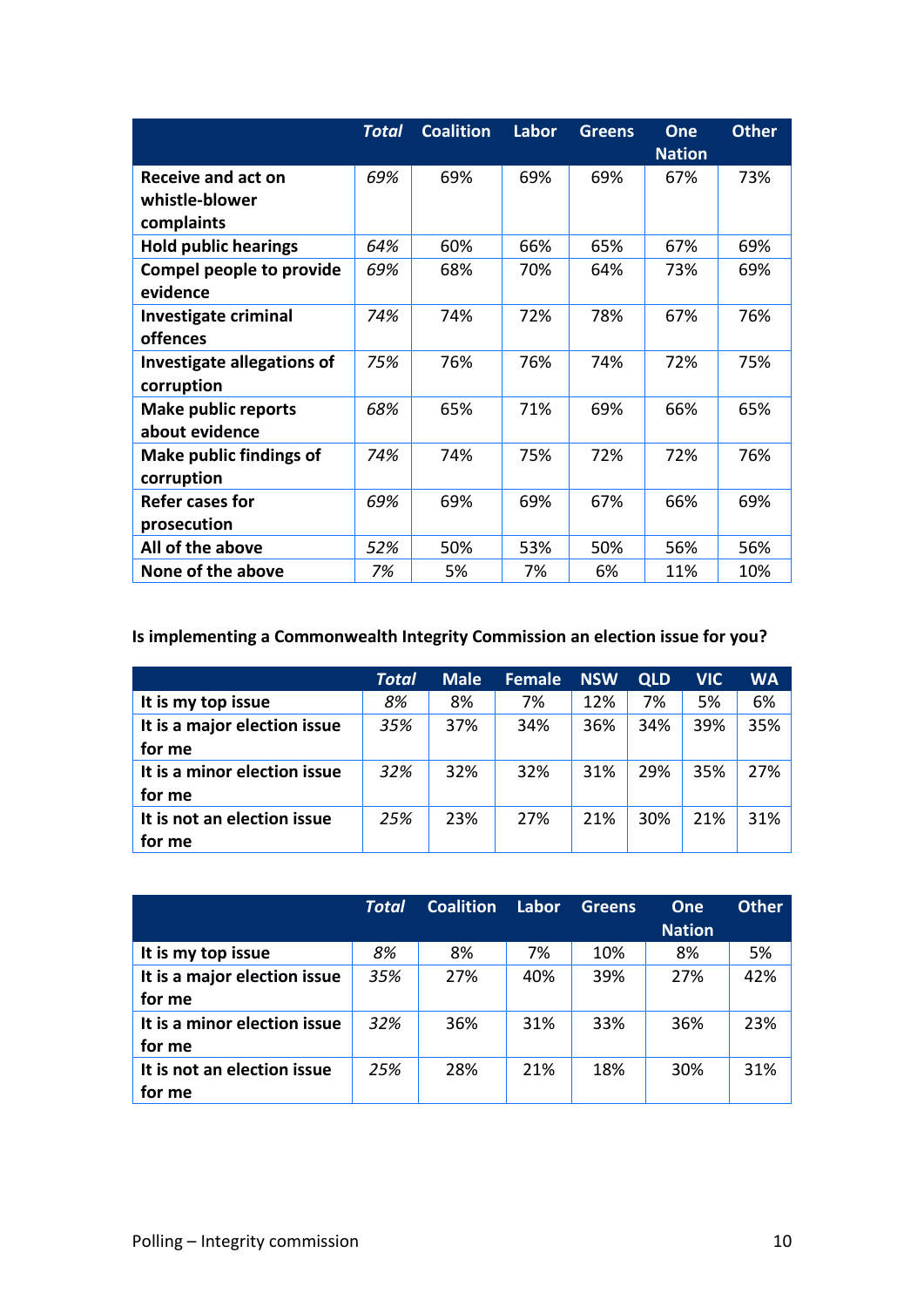| | *Total* | Coalition | Labor | Greens | One Nation | Other |
|---|---|---|---|---|---|---|
| **Receive and act on whistle-blower complaints** | *69%* | 69% | 69% | 69% | 67% | 73% |
| **Hold public hearings** | *64%* | 60% | 66% | 65% | 67% | 69% |
| **Compel people to provide evidence** | *69%* | 68% | 70% | 64% | 73% | 69% |
| **Investigate criminal offences** | *74%* | 74% | 72% | 78% | 67% | 76% |
| **Investigate allegations of corruption** | *75%* | 76% | 76% | 74% | 72% | 75% |
| **Make public reports about evidence** | *68%* | 65% | 71% | 69% | 66% | 65% |
| **Make public findings of corruption** | *74%* | 74% | 75% | 72% | 72% | 76% |
| **Refer cases for prosecution** | *69%* | 69% | 69% | 67% | 66% | 69% |
| **All of the above** | *52%* | 50% | 53% | 50% | 56% | 56% |
| **None of the above** | *7%* | 5% | 7% | 6% | 11% | 10% |

**Is implementing a Commonwealth Integrity Commission an election issue for you?**

| | *Total* | Male | Female | NSW | QLD | VIC | WA |
|---|---|---|---|---|---|---|---|
| **It is my top issue** | *8%* | 8% | 7% | 12% | 7% | 5% | 6% |
| **It is a major election issue for me** | *35%* | 37% | 34% | 36% | 34% | 39% | 35% |
| **It is a minor election issue for me** | *32%* | 32% | 32% | 31% | 29% | 35% | 27% |
| **It is not an election issue for me** | *25%* | 23% | 27% | 21% | 30% | 21% | 31% |

| | *Total* | Coalition | Labor | Greens | One Nation | Other |
|---|---|---|---|---|---|---|
| **It is my top issue** | *8%* | 8% | 7% | 10% | 8% | 5% |
| **It is a major election issue for me** | *35%* | 27% | 40% | 39% | 27% | 42% |
| **It is a minor election issue for me** | *32%* | 36% | 31% | 33% | 36% | 23% |
| **It is not an election issue for me** | *25%* | 28% | 21% | 18% | 30% | 31% |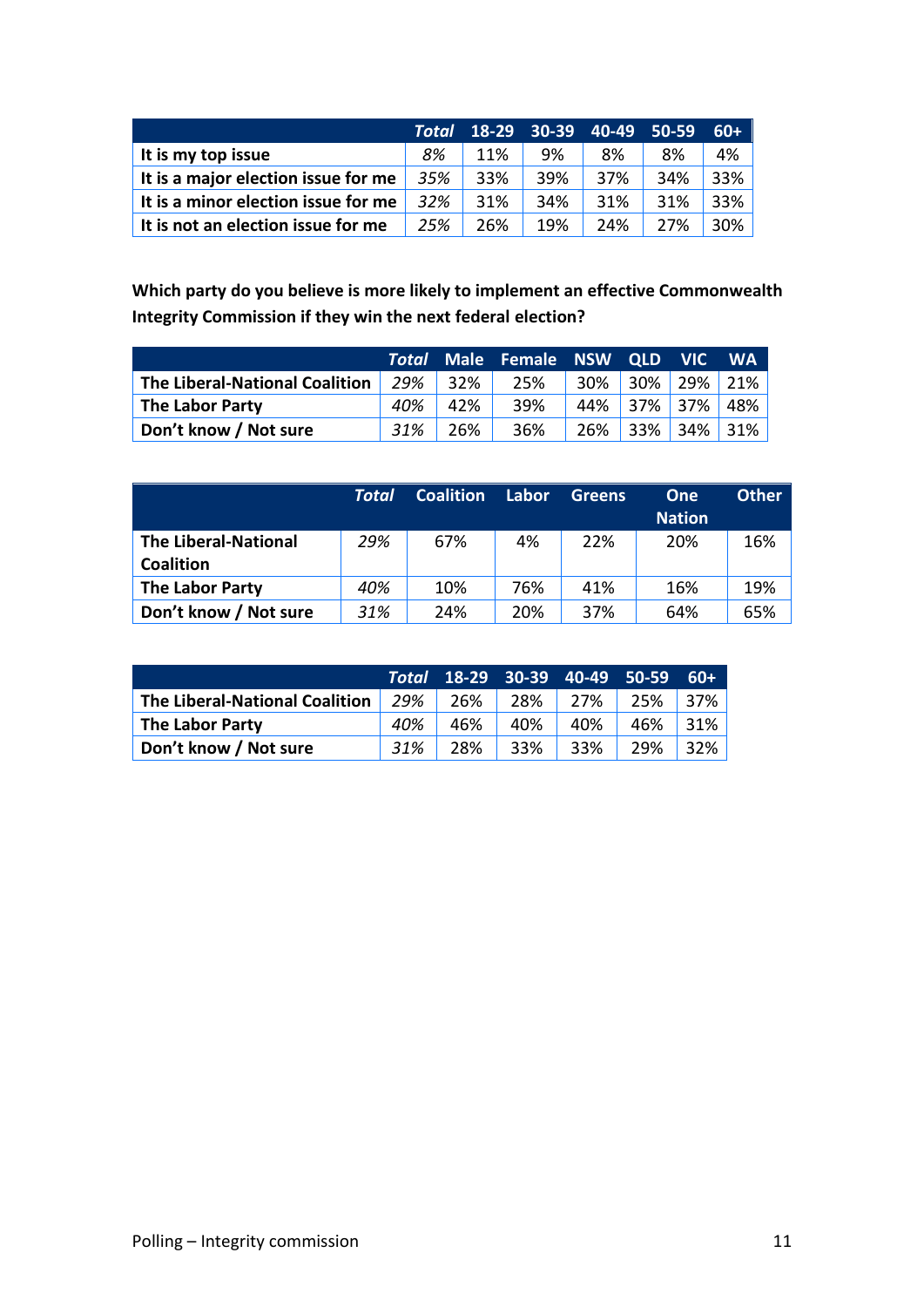| | *Total* | 18-29 | 30-39 | 40-49 | 50-59 | 60+ |
|---|---|---|---|---|---|---|
| **It is my top issue** | *8%* | 11% | 9% | 8% | 8% | 4% |
| **It is a major election issue for me** | *35%* | 33% | 39% | 37% | 34% | 33% |
| **It is a minor election issue for me** | *32%* | 31% | 34% | 31% | 31% | 33% |
| **It is not an election issue for me** | *25%* | 26% | 19% | 24% | 27% | 30% |

**Which party do you believe is more likely to implement an effective Commonwealth Integrity Commission if they win the next federal election?**

| | *Total* | Male | Female | NSW | QLD | VIC | WA |
|---|---|---|---|---|---|---|---|
| **The Liberal-National Coalition** | *29%* | 32% | 25% | 30% | 30% | 29% | 21% |
| **The Labor Party** | *40%* | 42% | 39% | 44% | 37% | 37% | 48% |
| **Don't know / Not sure** | *31%* | 26% | 36% | 26% | 33% | 34% | 31% |

| | *Total* | Coalition | Labor | Greens | One Nation | Other |
|---|---|---|---|---|---|---|
| **The Liberal-National Coalition** | *29%* | 67% | 4% | 22% | 20% | 16% |
| **The Labor Party** | *40%* | 10% | 76% | 41% | 16% | 19% |
| **Don't know / Not sure** | *31%* | 24% | 20% | 37% | 64% | 65% |

| | *Total* | 18-29 | 30-39 | 40-49 | 50-59 | 60+ |
|---|---|---|---|---|---|---|
| **The Liberal-National Coalition** | *29%* | 26% | 28% | 27% | 25% | 37% |
| **The Labor Party** | *40%* | 46% | 40% | 40% | 46% | 31% |
| **Don't know / Not sure** | *31%* | 28% | 33% | 33% | 29% | 32% |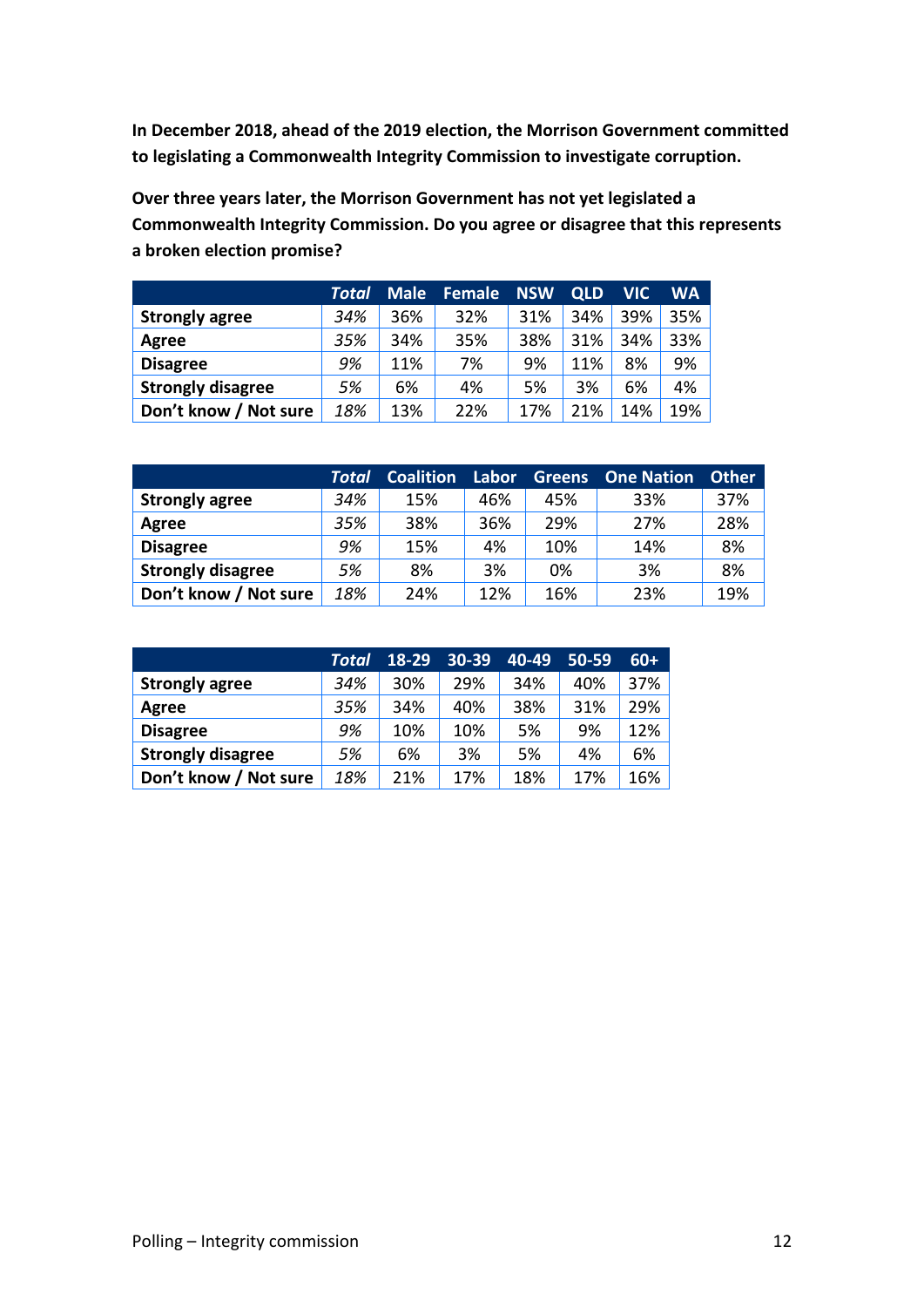**In December 2018, ahead of the 2019 election, the Morrison Government committed to legislating a Commonwealth Integrity Commission to investigate corruption.**

**Over three years later, the Morrison Government has not yet legislated a Commonwealth Integrity Commission. Do you agree or disagree that this represents a broken election promise?**

| | *Total* | Male | Female | NSW | QLD | VIC | WA |
|---|---|---|---|---|---|---|---|
| **Strongly agree** | *34%* | 36% | 32% | 31% | 34% | 39% | 35% |
| **Agree** | *35%* | 34% | 35% | 38% | 31% | 34% | 33% |
| **Disagree** | *9%* | 11% | 7% | 9% | 11% | 8% | 9% |
| **Strongly disagree** | *5%* | 6% | 4% | 5% | 3% | 6% | 4% |
| **Don't know / Not sure** | *18%* | 13% | 22% | 17% | 21% | 14% | 19% |

| | *Total* | Coalition | Labor | Greens | One Nation | Other |
|---|---|---|---|---|---|---|
| **Strongly agree** | *34%* | 15% | 46% | 45% | 33% | 37% |
| **Agree** | *35%* | 38% | 36% | 29% | 27% | 28% |
| **Disagree** | *9%* | 15% | 4% | 10% | 14% | 8% |
| **Strongly disagree** | *5%* | 8% | 3% | 0% | 3% | 8% |
| **Don't know / Not sure** | *18%* | 24% | 12% | 16% | 23% | 19% |

| | *Total* | 18-29 | 30-39 | 40-49 | 50-59 | 60+ |
|---|---|---|---|---|---|---|
| **Strongly agree** | *34%* | 30% | 29% | 34% | 40% | 37% |
| **Agree** | *35%* | 34% | 40% | 38% | 31% | 29% |
| **Disagree** | *9%* | 10% | 10% | 5% | 9% | 12% |
| **Strongly disagree** | *5%* | 6% | 3% | 5% | 4% | 6% |
| **Don't know / Not sure** | *18%* | 21% | 17% | 18% | 17% | 16% |